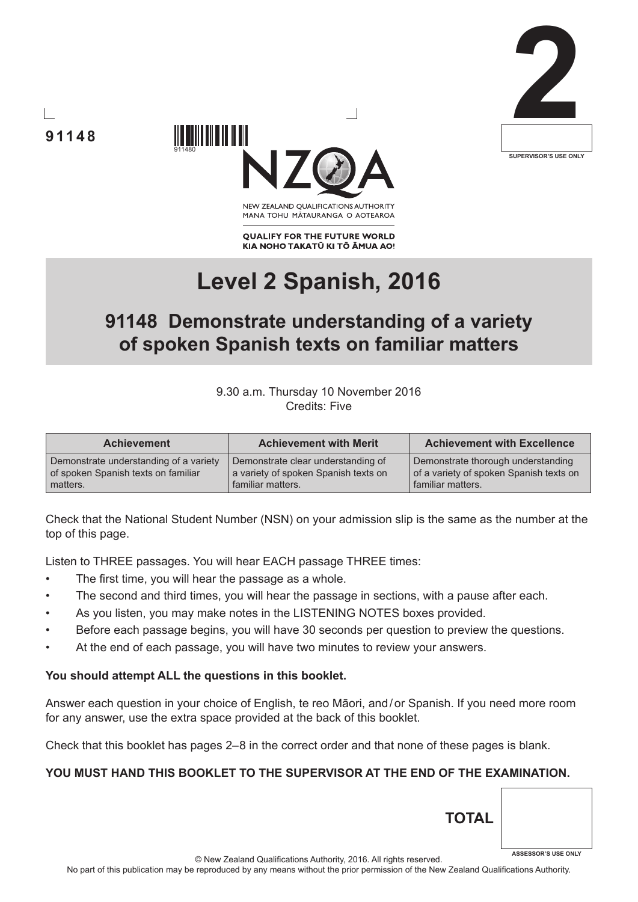91148

911480

NEW ZEALAND QUALIFICATIONS AUTHORITY
MANA TOHU MĀTAURANGA O AOTEAROA

QUALIFY FOR THE FUTURE WORLD
KIA NOHO TAKATŪ KI TŌ ĀMUA AO!

2

SUPERVISOR'S USE ONLY

# Level 2 Spanish, 2016

## 91148 Demonstrate understanding of a variety of spoken Spanish texts on familiar matters

9.30 a.m. Thursday 10 November 2016
Credits: Five

| Achievement | Achievement with Merit | Achievement with Excellence |
|---|---|---|
| Demonstrate understanding of a variety of spoken Spanish texts on familiar matters. | Demonstrate clear understanding of a variety of spoken Spanish texts on familiar matters. | Demonstrate thorough understanding of a variety of spoken Spanish texts on familiar matters. |

Check that the National Student Number (NSN) on your admission slip is the same as the number at the top of this page.

Listen to THREE passages. You will hear EACH passage THREE times:

- The first time, you will hear the passage as a whole.
- The second and third times, you will hear the passage in sections, with a pause after each.
- As you listen, you may make notes in the LISTENING NOTES boxes provided.
- Before each passage begins, you will have 30 seconds per question to preview the questions.
- At the end of each passage, you will have two minutes to review your answers.

**You should attempt ALL the questions in this booklet.**

Answer each question in your choice of English, te reo Māori, and / or Spanish. If you need more room for any answer, use the extra space provided at the back of this booklet.

Check that this booklet has pages 2–8 in the correct order and that none of these pages is blank.

**YOU MUST HAND THIS BOOKLET TO THE SUPERVISOR AT THE END OF THE EXAMINATION.**

**TOTAL**

ASSESSOR'S USE ONLY

© New Zealand Qualifications Authority, 2016. All rights reserved.
No part of this publication may be reproduced by any means without the prior permission of the New Zealand Qualifications Authority.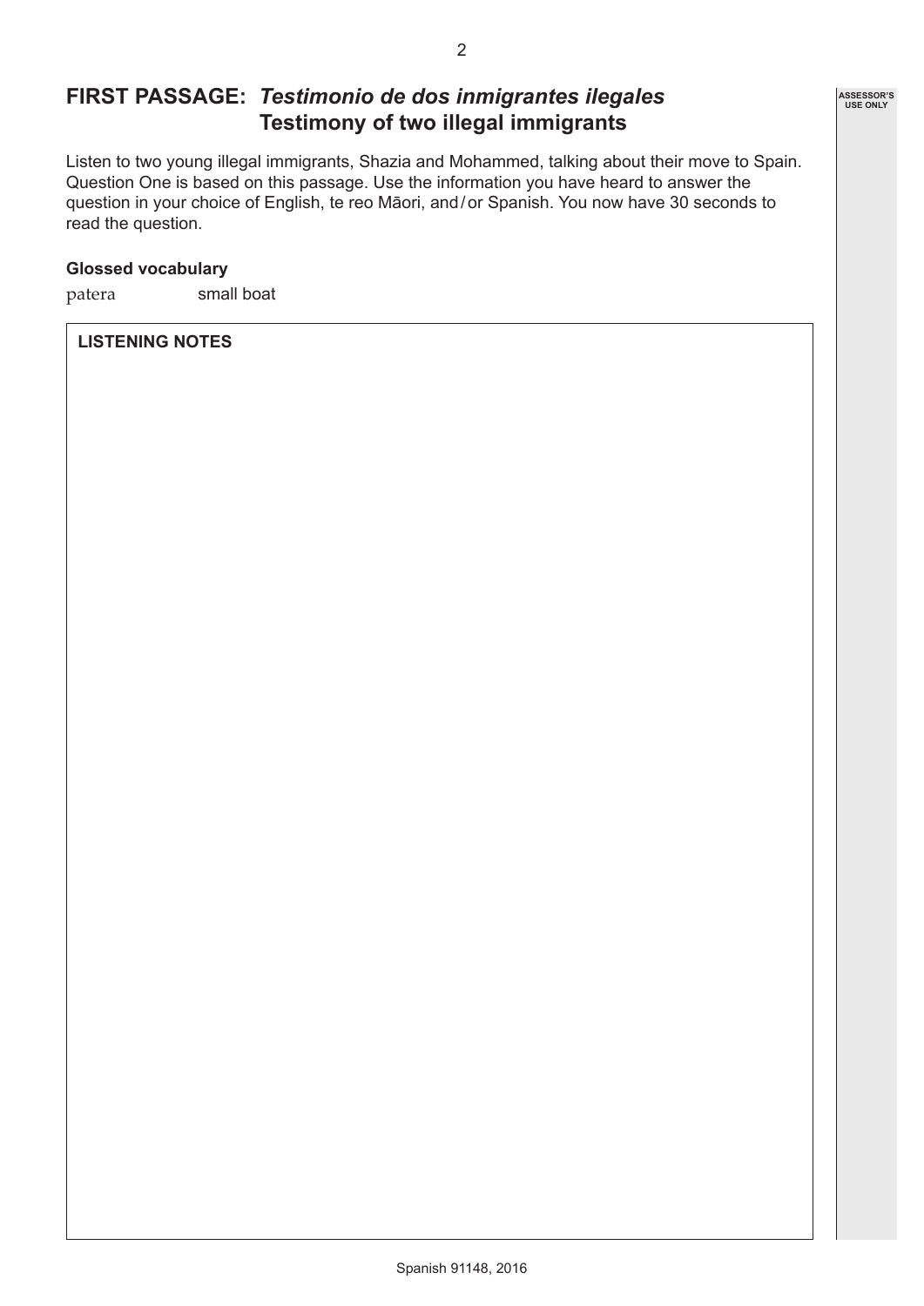## FIRST PASSAGE: *Testimonio de dos inmigrantes ilegales* Testimony of two illegal immigrants

Listen to two young illegal immigrants, Shazia and Mohammed, talking about their move to Spain. Question One is based on this passage. Use the information you have heard to answer the question in your choice of English, te reo Māori, and / or Spanish. You now have 30 seconds to read the question.

**Glossed vocabulary**

patera small boat

**LISTENING NOTES**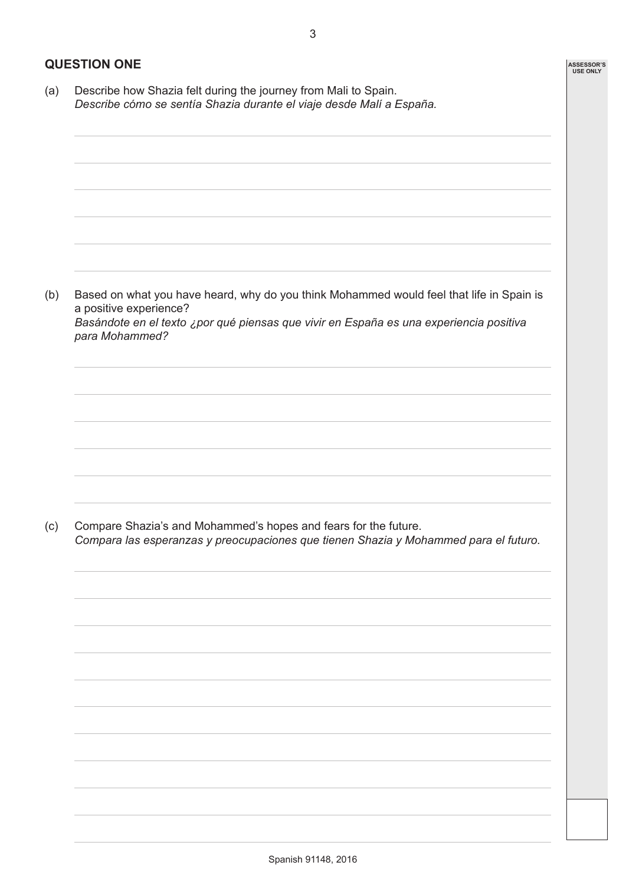## QUESTION ONE

(a) Describe how Shazia felt during the journey from Mali to Spain.
*Describe cómo se sentía Shazia durante el viaje desde Malí a España.*

(b) Based on what you have heard, why do you think Mohammed would feel that life in Spain is a positive experience?
*Basándote en el texto ¿por qué piensas que vivir en España es una experiencia positiva para Mohammed?*

(c) Compare Shazia's and Mohammed's hopes and fears for the future.
*Compara las esperanzas y preocupaciones que tienen Shazia y Mohammed para el futuro.*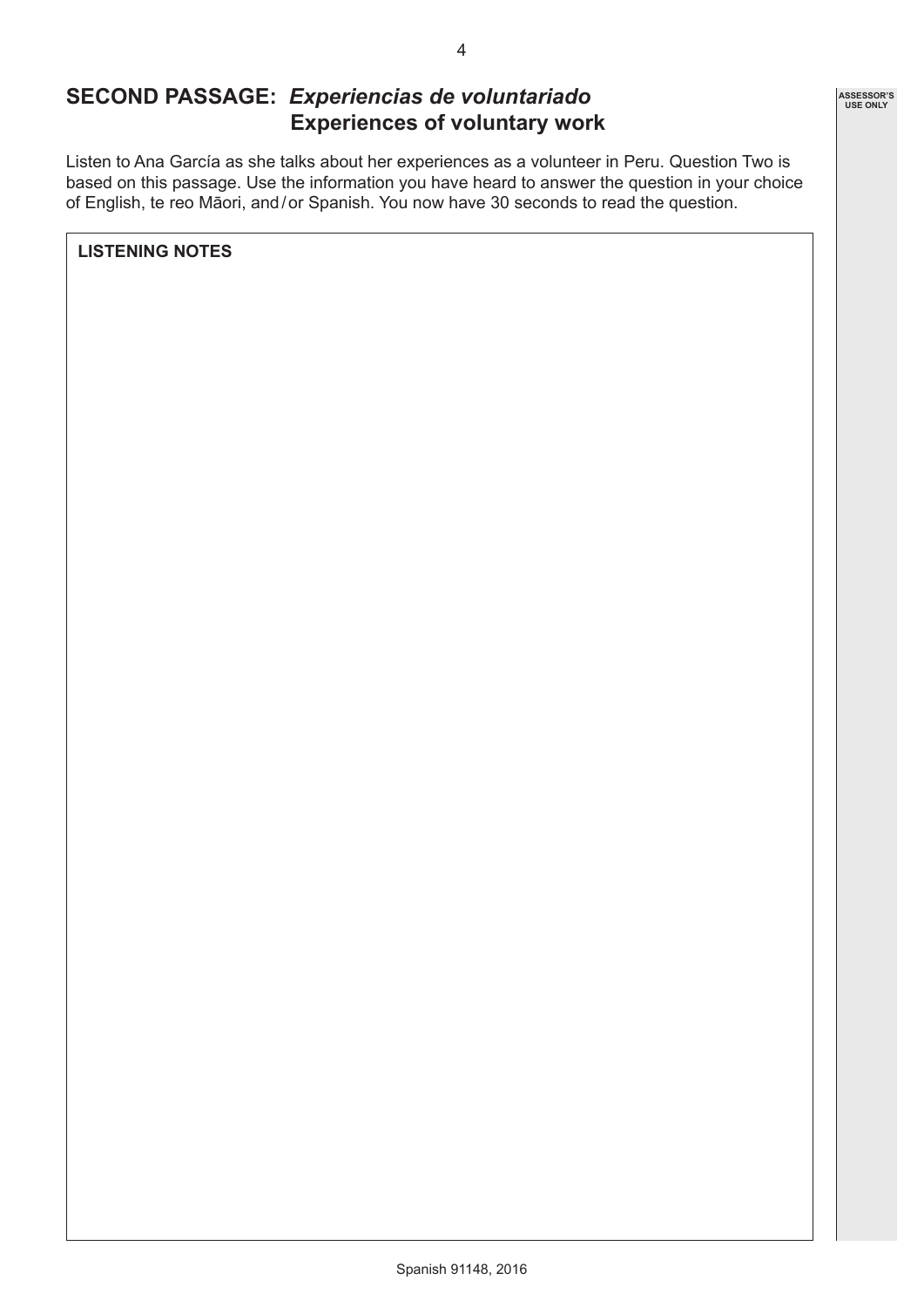## SECOND PASSAGE: *Experiencias de voluntariado*
## Experiences of voluntary work

Listen to Ana García as she talks about her experiences as a volunteer in Peru. Question Two is based on this passage. Use the information you have heard to answer the question in your choice of English, te reo Māori, and / or Spanish. You now have 30 seconds to read the question.

**LISTENING NOTES**

ASSESSOR'S USE ONLY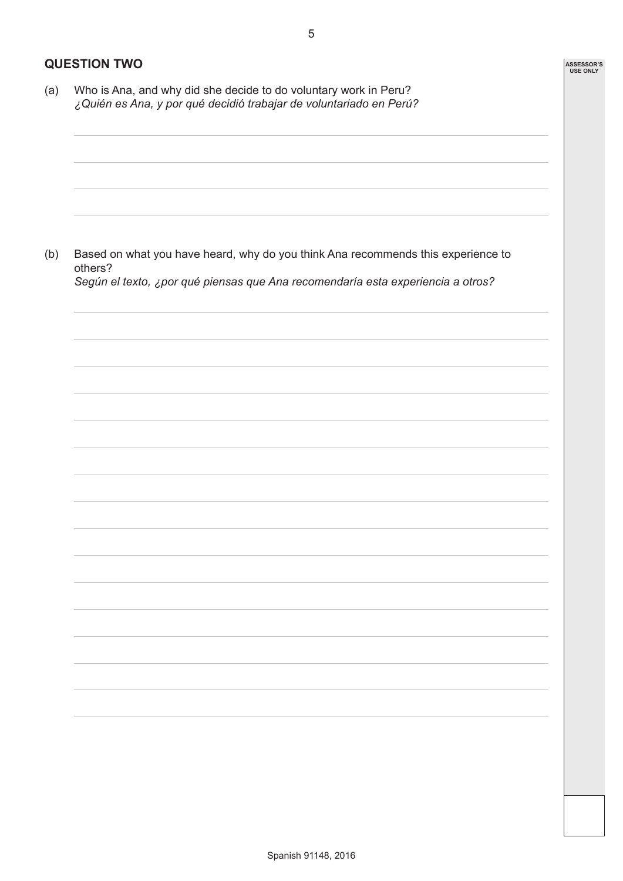## QUESTION TWO

(a) Who is Ana, and why did she decide to do voluntary work in Peru?
*¿Quién es Ana, y por qué decidió trabajar de voluntariado en Perú?*

(b) Based on what you have heard, why do you think Ana recommends this experience to others?
*Según el texto, ¿por qué piensas que Ana recomendaría esta experiencia a otros?*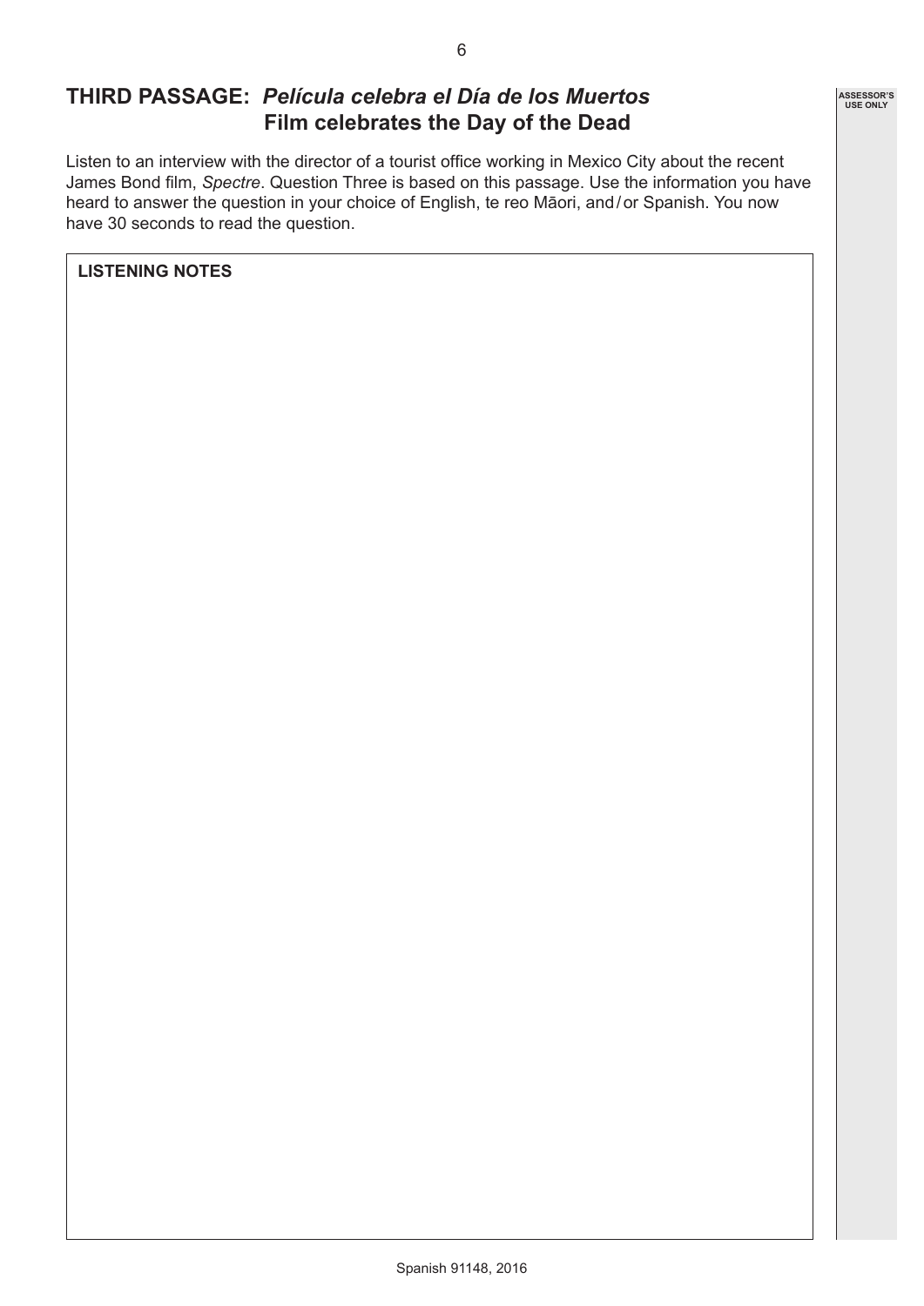## THIRD PASSAGE: *Película celebra el Día de los Muertos* Film celebrates the Day of the Dead

Listen to an interview with the director of a tourist office working in Mexico City about the recent James Bond film, *Spectre*. Question Three is based on this passage. Use the information you have heard to answer the question in your choice of English, te reo Māori, and / or Spanish. You now have 30 seconds to read the question.

**LISTENING NOTES**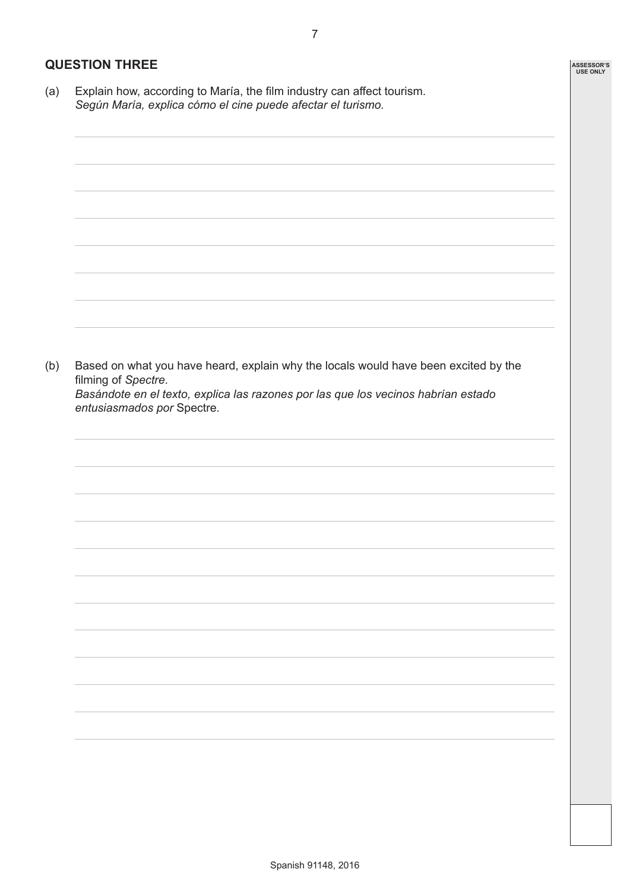## QUESTION THREE

(a) Explain how, according to María, the film industry can affect tourism.
*Según María, explica cómo el cine puede afectar el turismo.*

(b) Based on what you have heard, explain why the locals would have been excited by the filming of *Spectre*.
*Basándote en el texto, explica las razones por las que los vecinos habrían estado entusiasmados por* Spectre.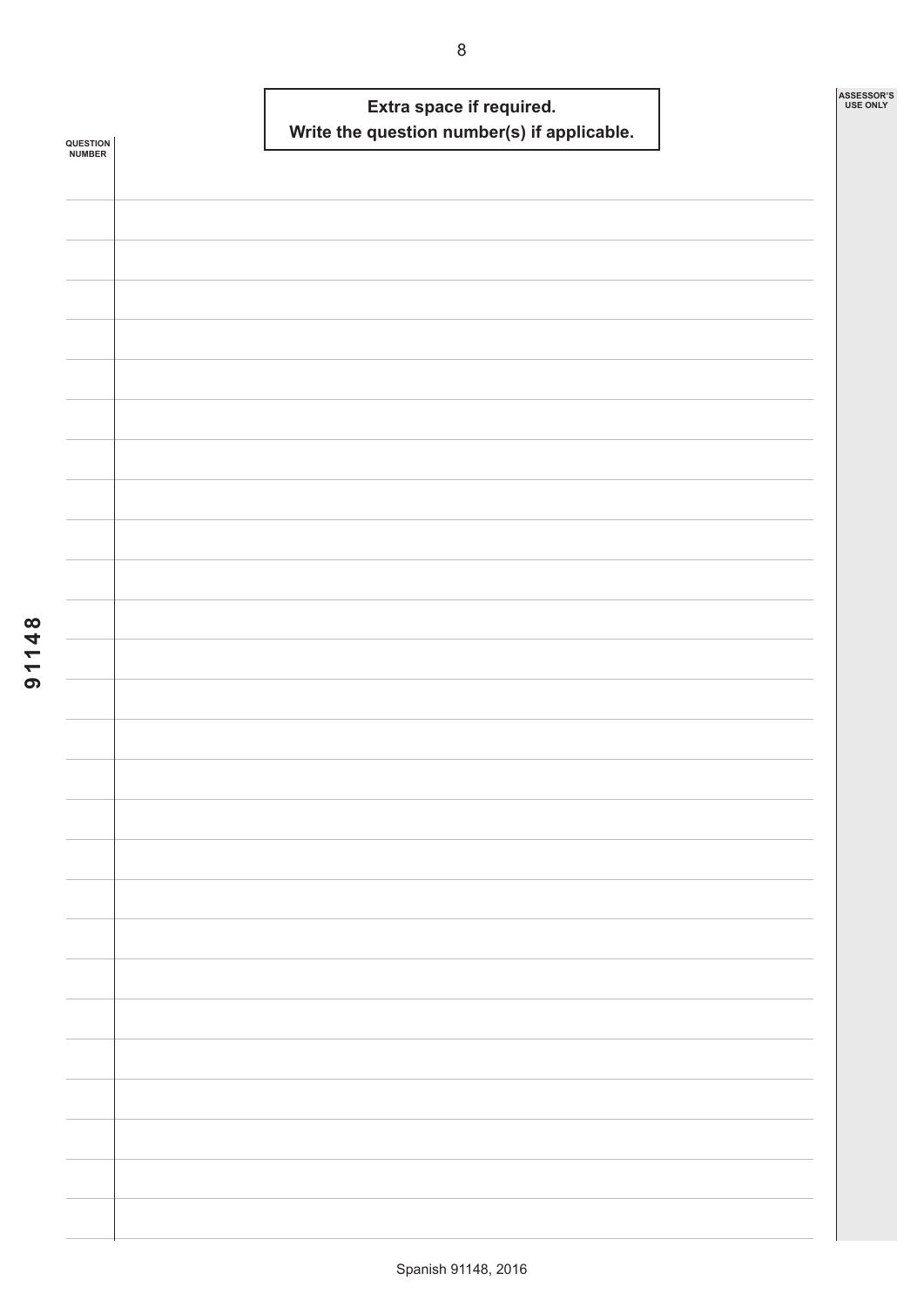**Extra space if required.**
**Write the question number(s) if applicable.**

QUESTION NUMBER

ASSESSOR'S USE ONLY